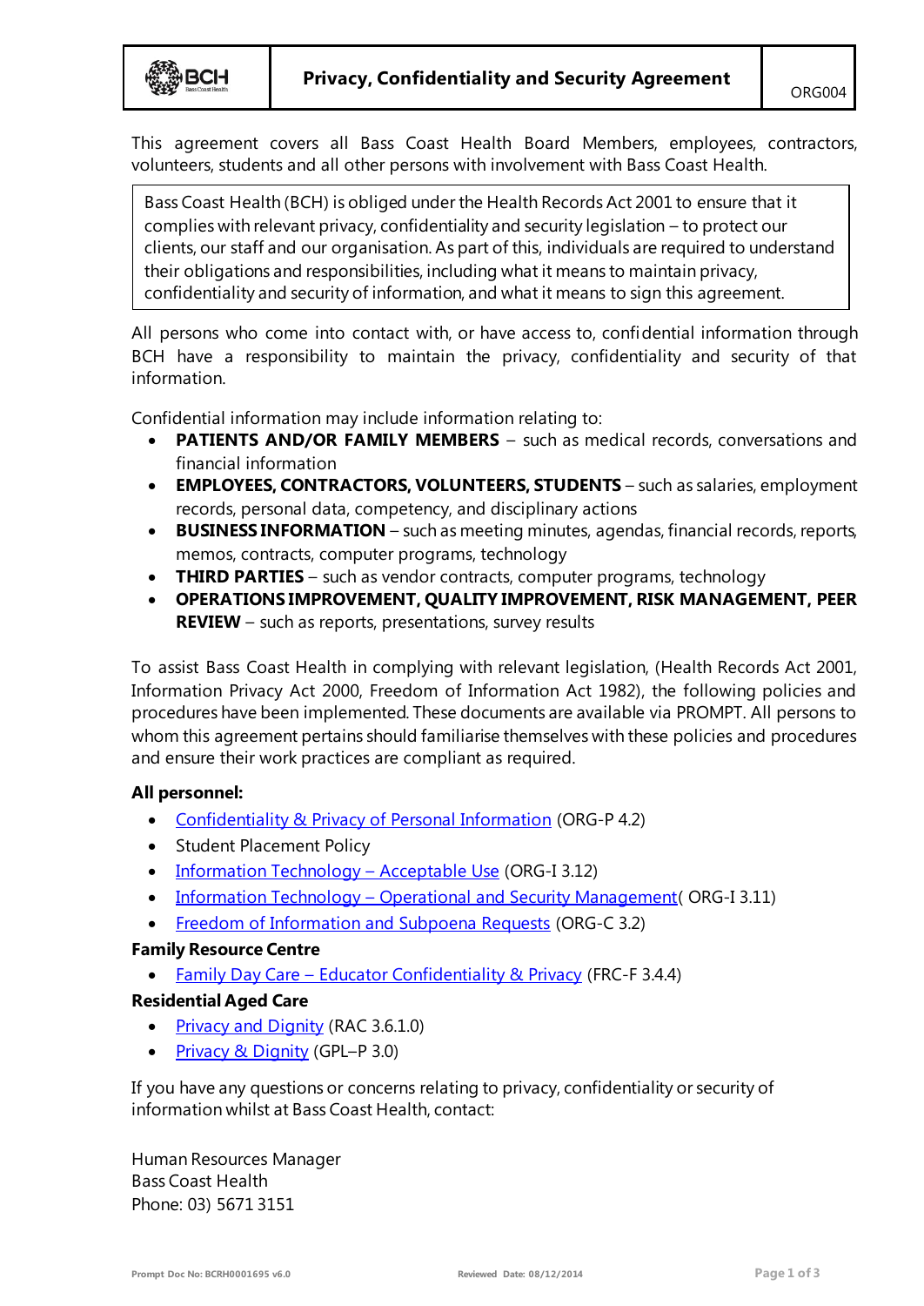# Privacy, Confidentiality and Security Agreement

ORG004

This agreement covers all Bass Coast Health Board Members, employees, contractors, volunteers, students and all other persons with involvement with Bass Coast Health.

> Bass Coast Health (BCH) is obliged under the Health Records Act 2001 to ensure that it complies with relevant privacy, confidentiality and security legislation – to protect our clients, our staff and our organisation. As part of this, individuals are required to understand their obligations and responsibilities, including what it means to maintain privacy, confidentiality and security of information, and what it means to sign this agreement.

All persons who come into contact with, or have access to, confidential information through BCH have a responsibility to maintain the privacy, confidentiality and security of that information.

Confidential information may include information relating to:

- **PATIENTS AND/OR FAMILY MEMBERS** – such as medical records, conversations and financial information
- **EMPLOYEES, CONTRACTORS, VOLUNTEERS, STUDENTS** – such as salaries, employment records, personal data, competency, and disciplinary actions
- **BUSINESS INFORMATION** – such as meeting minutes, agendas, financial records, reports, memos, contracts, computer programs, technology
- **THIRD PARTIES** – such as vendor contracts, computer programs, technology
- **OPERATIONS IMPROVEMENT, QUALITY IMPROVEMENT, RISK MANAGEMENT, PEER REVIEW** – such as reports, presentations, survey results

To assist Bass Coast Health in complying with relevant legislation, (Health Records Act 2001, Information Privacy Act 2000, Freedom of Information Act 1982), the following policies and procedures have been implemented. These documents are available via PROMPT. All persons to whom this agreement pertains should familiarise themselves with these policies and procedures and ensure their work practices are compliant as required.

**All personnel:**

- Confidentiality & Privacy of Personal Information (ORG-P 4.2)
- Student Placement Policy
- Information Technology – Acceptable Use (ORG-I 3.12)
- Information Technology – Operational and Security Management( ORG-I 3.11)
- Freedom of Information and Subpoena Requests (ORG-C 3.2)

**Family Resource Centre**

- Family Day Care – Educator Confidentiality & Privacy (FRC-F 3.4.4)

**Residential Aged Care**

- Privacy and Dignity (RAC 3.6.1.0)
- Privacy & Dignity (GPL–P 3.0)

If you have any questions or concerns relating to privacy, confidentiality or security of information whilst at Bass Coast Health, contact:

Human Resources Manager
Bass Coast Health
Phone: 03) 5671 3151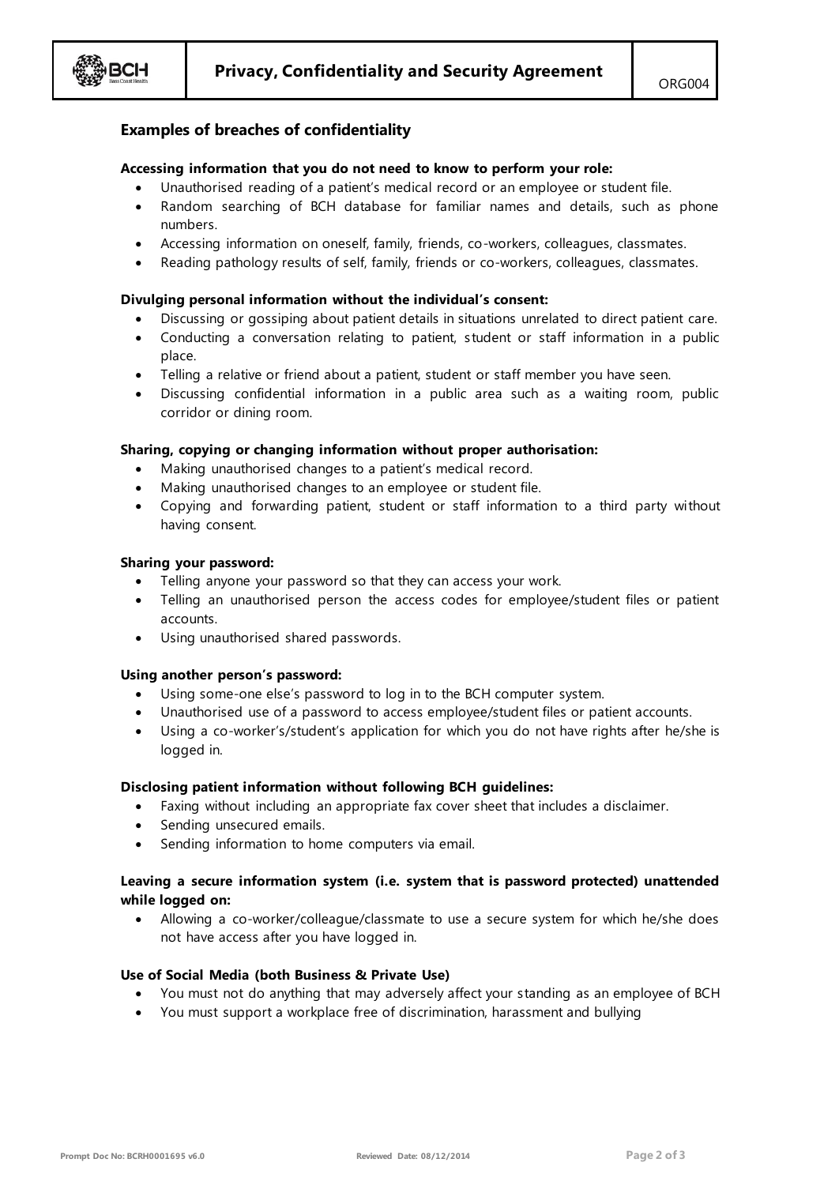## Examples of breaches of confidentiality

**Accessing information that you do not need to know to perform your role:**

- Unauthorised reading of a patient's medical record or an employee or student file.
- Random searching of BCH database for familiar names and details, such as phone numbers.
- Accessing information on oneself, family, friends, co-workers, colleagues, classmates.
- Reading pathology results of self, family, friends or co-workers, colleagues, classmates.

**Divulging personal information without the individual's consent:**

- Discussing or gossiping about patient details in situations unrelated to direct patient care.
- Conducting a conversation relating to patient, student or staff information in a public place.
- Telling a relative or friend about a patient, student or staff member you have seen.
- Discussing confidential information in a public area such as a waiting room, public corridor or dining room.

**Sharing, copying or changing information without proper authorisation:**

- Making unauthorised changes to a patient's medical record.
- Making unauthorised changes to an employee or student file.
- Copying and forwarding patient, student or staff information to a third party without having consent.

**Sharing your password:**

- Telling anyone your password so that they can access your work.
- Telling an unauthorised person the access codes for employee/student files or patient accounts.
- Using unauthorised shared passwords.

**Using another person's password:**

- Using some-one else's password to log in to the BCH computer system.
- Unauthorised use of a password to access employee/student files or patient accounts.
- Using a co-worker's/student's application for which you do not have rights after he/she is logged in.

**Disclosing patient information without following BCH guidelines:**

- Faxing without including an appropriate fax cover sheet that includes a disclaimer.
- Sending unsecured emails.
- Sending information to home computers via email.

**Leaving a secure information system (i.e. system that is password protected) unattended while logged on:**

- Allowing a co-worker/colleague/classmate to use a secure system for which he/she does not have access after you have logged in.

**Use of Social Media (both Business & Private Use)**

- You must not do anything that may adversely affect your standing as an employee of BCH
- You must support a workplace free of discrimination, harassment and bullying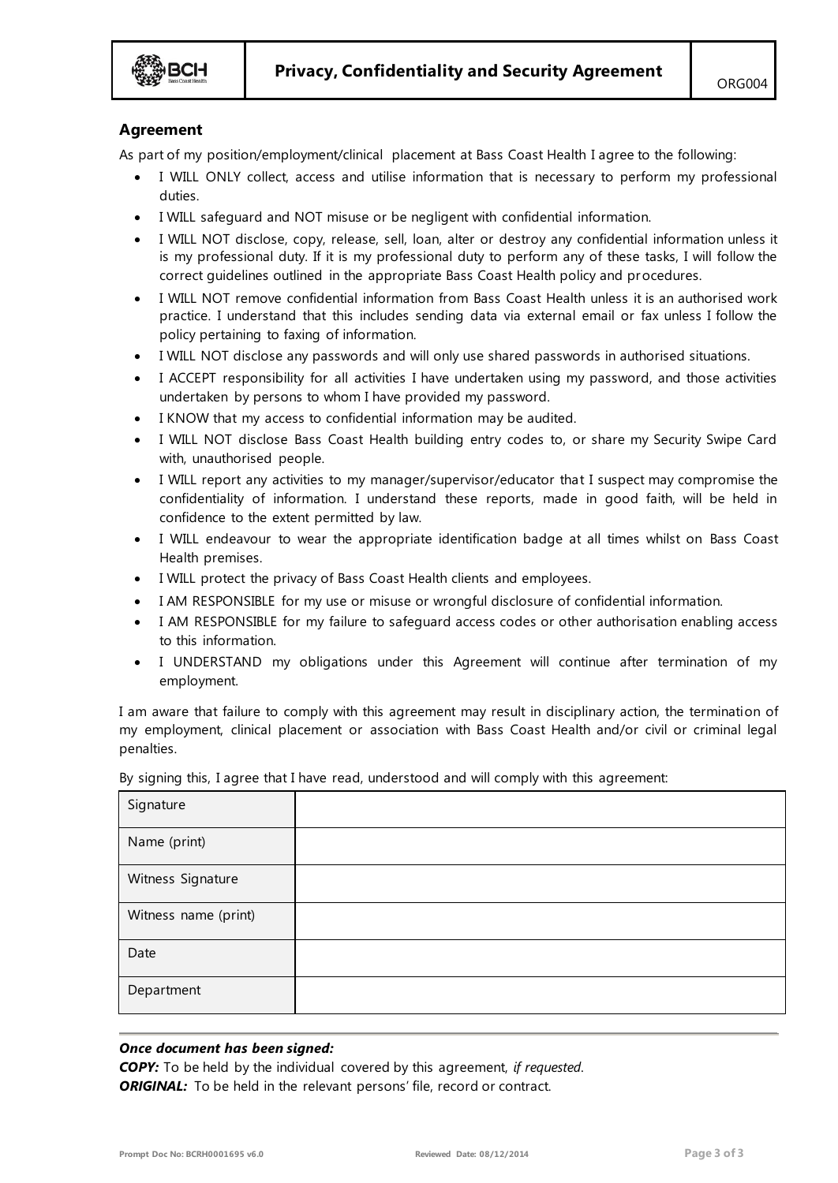## Agreement

As part of my position/employment/clinical placement at Bass Coast Health I agree to the following:

- I WILL ONLY collect, access and utilise information that is necessary to perform my professional duties.
- I WILL safeguard and NOT misuse or be negligent with confidential information.
- I WILL NOT disclose, copy, release, sell, loan, alter or destroy any confidential information unless it is my professional duty. If it is my professional duty to perform any of these tasks, I will follow the correct guidelines outlined in the appropriate Bass Coast Health policy and procedures.
- I WILL NOT remove confidential information from Bass Coast Health unless it is an authorised work practice. I understand that this includes sending data via external email or fax unless I follow the policy pertaining to faxing of information.
- I WILL NOT disclose any passwords and will only use shared passwords in authorised situations.
- I ACCEPT responsibility for all activities I have undertaken using my password, and those activities undertaken by persons to whom I have provided my password.
- I KNOW that my access to confidential information may be audited.
- I WILL NOT disclose Bass Coast Health building entry codes to, or share my Security Swipe Card with, unauthorised people.
- I WILL report any activities to my manager/supervisor/educator that I suspect may compromise the confidentiality of information. I understand these reports, made in good faith, will be held in confidence to the extent permitted by law.
- I WILL endeavour to wear the appropriate identification badge at all times whilst on Bass Coast Health premises.
- I WILL protect the privacy of Bass Coast Health clients and employees.
- I AM RESPONSIBLE for my use or misuse or wrongful disclosure of confidential information.
- I AM RESPONSIBLE for my failure to safeguard access codes or other authorisation enabling access to this information.
- I UNDERSTAND my obligations under this Agreement will continue after termination of my employment.

I am aware that failure to comply with this agreement may result in disciplinary action, the termination of my employment, clinical placement or association with Bass Coast Health and/or civil or criminal legal penalties.

By signing this, I agree that I have read, understood and will comply with this agreement:

| | |
|---|---|
| Signature | |
| Name (print) | |
| Witness Signature | |
| Witness name (print) | |
| Date | |
| Department | |

***Once document has been signed:***

***COPY:*** To be held by the individual covered by this agreement, *if requested*.

***ORIGINAL:*** To be held in the relevant persons' file, record or contract.